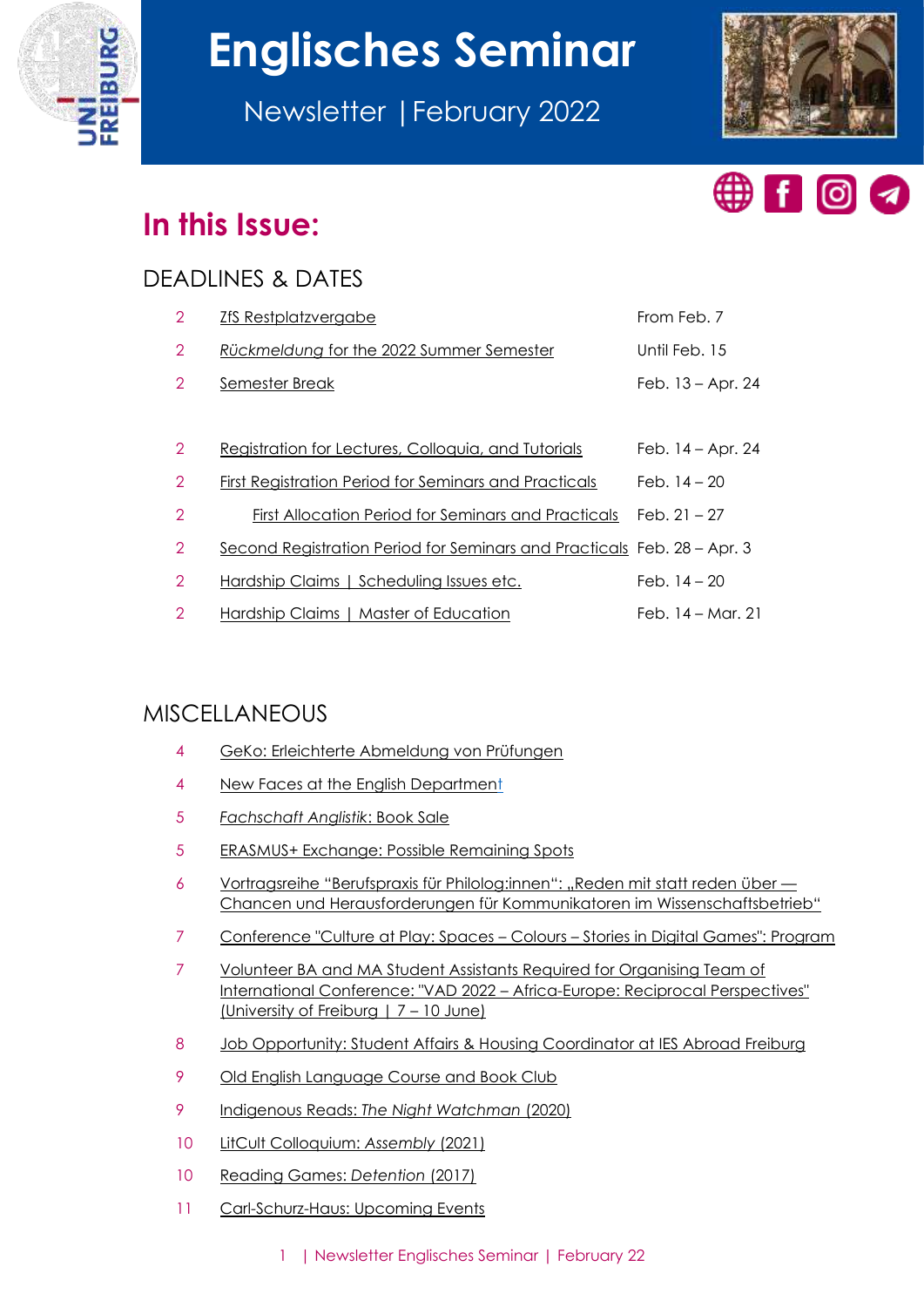# Englisches Seminar

Newsletter | February 2022

## In this Issue:

### DEADLINES & DATES

| | | |
|---|---|---|
| 2 | ZfS Restplatzvergabe | From Feb. 7 |
| 2 | *Rückmeldung* for the 2022 Summer Semester | Until Feb. 15 |
| 2 | Semester Break | Feb. 13 – Apr. 24 |
| 2 | Registration for Lectures, Colloquia, and Tutorials | Feb. 14 – Apr. 24 |
| 2 | First Registration Period for Seminars and Practicals | Feb. 14 – 20 |
| 2 | First Allocation Period for Seminars and Practicals | Feb. 21 – 27 |
| 2 | Second Registration Period for Seminars and Practicals | Feb. 28 – Apr. 3 |
| 2 | Hardship Claims \| Scheduling Issues etc. | Feb. 14 – 20 |
| 2 | Hardship Claims \| Master of Education | Feb. 14 – Mar. 21 |

### MISCELLANEOUS

| | |
|---|---|
| 4 | GeKo: Erleichterte Abmeldung von Prüfungen |
| 4 | New Faces at the English Department |
| 5 | *Fachschaft Anglistik*: Book Sale |
| 5 | ERASMUS+ Exchange: Possible Remaining Spots |
| 6 | Vortragsreihe "Berufspraxis für Philolog:innen": „Reden mit statt reden über — Chancen und Herausforderungen für Kommunikatoren im Wissenschaftsbetrieb" |
| 7 | Conference "Culture at Play: Spaces – Colours – Stories in Digital Games": Program |
| 7 | Volunteer BA and MA Student Assistants Required for Organising Team of International Conference: "VAD 2022 – Africa-Europe: Reciprocal Perspectives" (University of Freiburg \| 7 – 10 June) |
| 8 | Job Opportunity: Student Affairs & Housing Coordinator at IES Abroad Freiburg |
| 9 | Old English Language Course and Book Club |
| 9 | Indigenous Reads: *The Night Watchman* (2020) |
| 10 | LitCult Colloquium: *Assembly* (2021) |
| 10 | Reading Games: *Detention* (2017) |
| 11 | Carl-Schurz-Haus: Upcoming Events |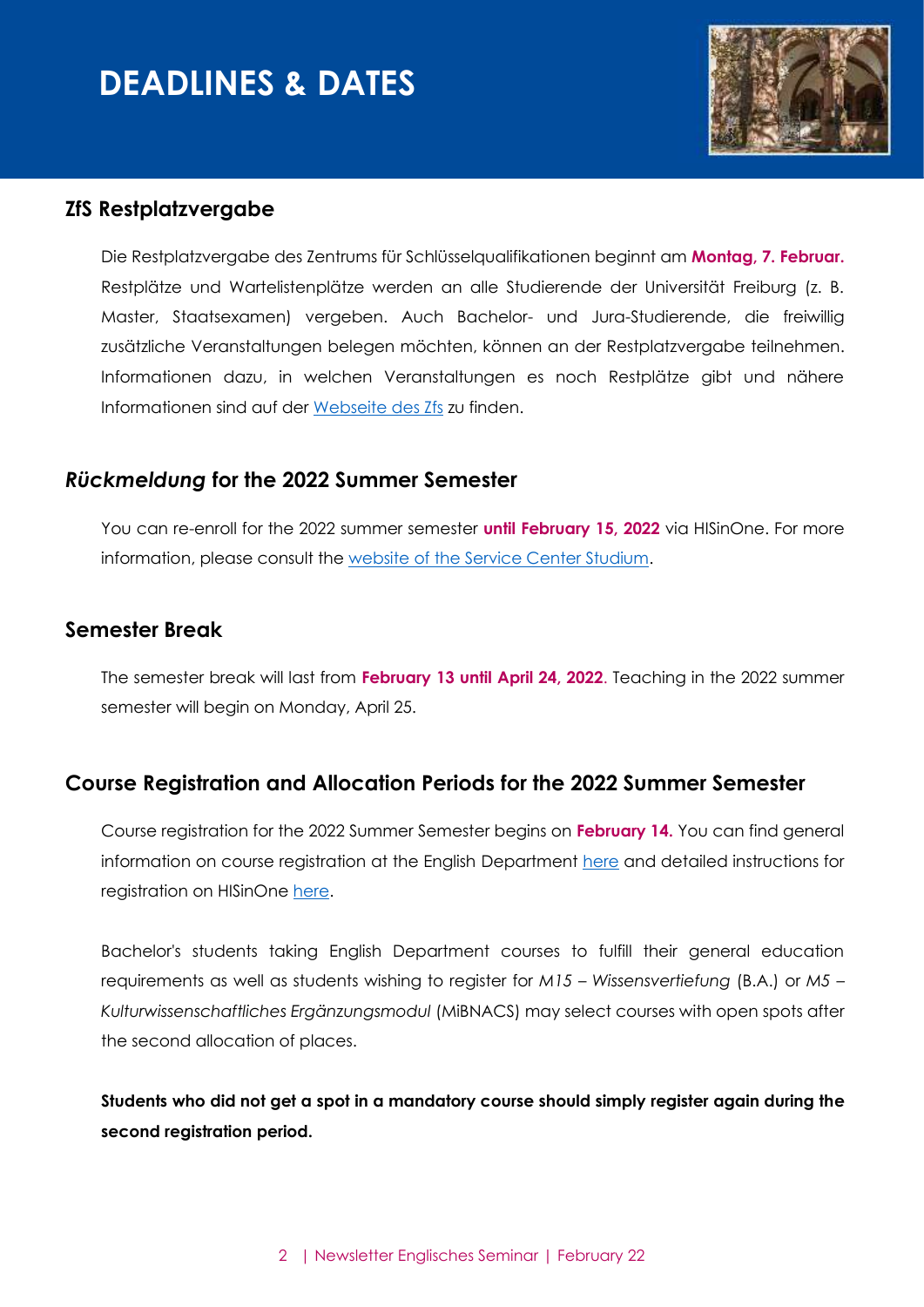# DEADLINES & DATES

## ZfS Restplatzvergabe

Die Restplatzvergabe des Zentrums für Schlüsselqualifikationen beginnt am **Montag, 7. Februar.** Restplätze und Wartelistenplätze werden an alle Studierende der Universität Freiburg (z. B. Master, Staatsexamen) vergeben. Auch Bachelor- und Jura-Studierende, die freiwillig zusätzliche Veranstaltungen belegen möchten, können an der Restplatzvergabe teilnehmen. Informationen dazu, in welchen Veranstaltungen es noch Restplätze gibt und nähere Informationen sind auf der Webseite des Zfs zu finden.

## *Rückmeldung* for the 2022 Summer Semester

You can re-enroll for the 2022 summer semester **until February 15, 2022** via HISinOne. For more information, please consult the website of the Service Center Studium.

## Semester Break

The semester break will last from **February 13 until April 24, 2022**. Teaching in the 2022 summer semester will begin on Monday, April 25.

## Course Registration and Allocation Periods for the 2022 Summer Semester

Course registration for the 2022 Summer Semester begins on **February 14.** You can find general information on course registration at the English Department here and detailed instructions for registration on HISinOne here.

Bachelor's students taking English Department courses to fulfill their general education requirements as well as students wishing to register for *M15 – Wissensvertiefung* (B.A.) or *M5 – Kulturwissenschaftliches Ergänzungsmodul* (MiBNACS) may select courses with open spots after the second allocation of places.

**Students who did not get a spot in a mandatory course should simply register again during the second registration period.**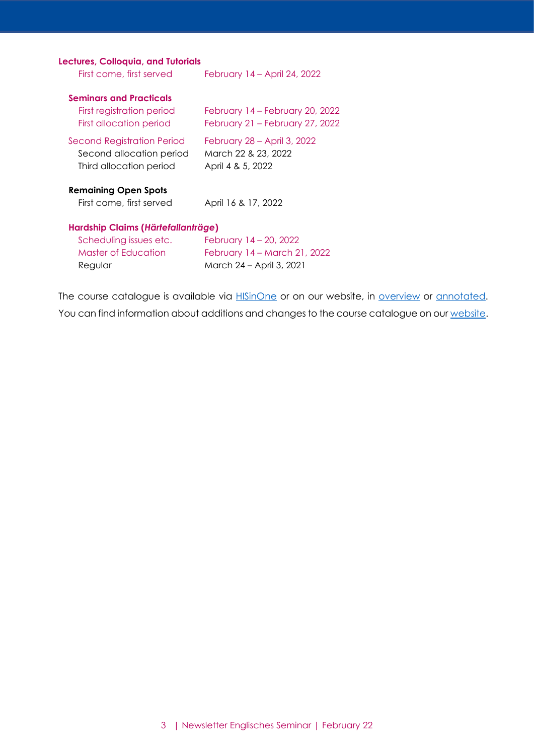**Lectures, Colloquia, and Tutorials**

| | |
|---|---|
| First come, first served | February 14 – April 24, 2022 |

**Seminars and Practicals**

| | |
|---|---|
| First registration period | February 14 – February 20, 2022 |
| First allocation period | February 21 – February 27, 2022 |
| Second Registration Period | February 28 – April 3, 2022 |
| Second allocation period | March 22 & 23, 2022 |
| Third allocation period | April 4 & 5, 2022 |

**Remaining Open Spots**

| | |
|---|---|
| First come, first served | April 16 & 17, 2022 |

**Hardship Claims (*Härtefallanträge*)**

| | |
|---|---|
| Scheduling issues etc. | February 14 – 20, 2022 |
| Master of Education | February 14 – March 21, 2022 |
| Regular | March 24 – April 3, 2021 |

The course catalogue is available via HISinOne or on our website, in overview or annotated.

You can find information about additions and changes to the course catalogue on our website.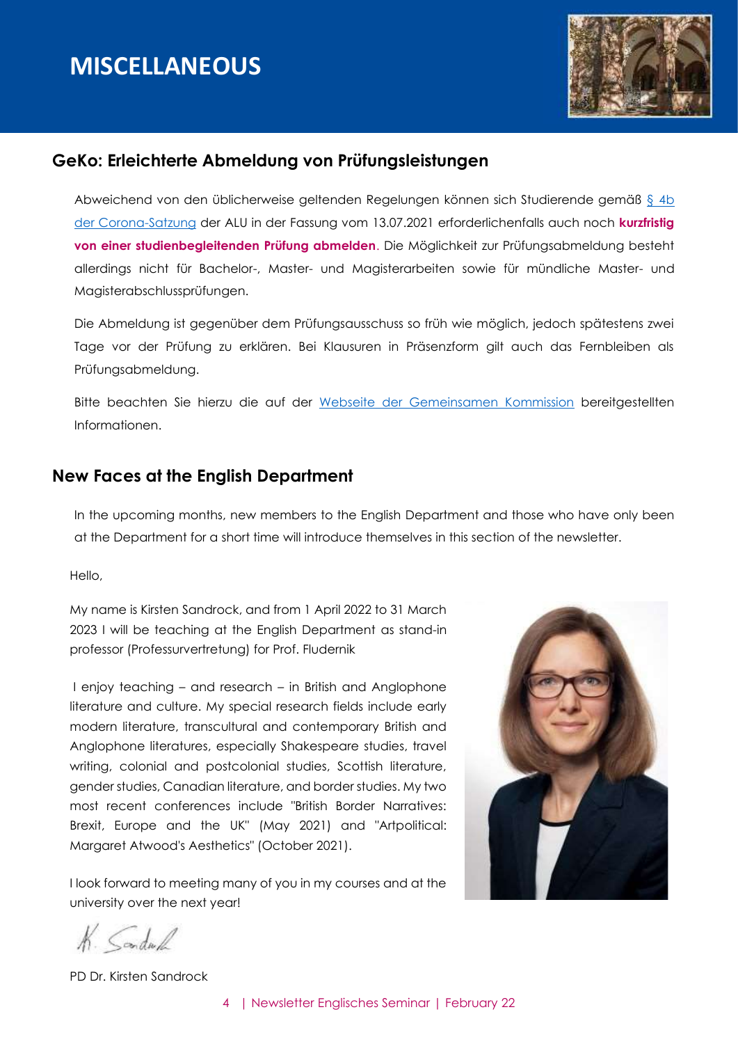# MISCELLANEOUS

## GeKo: Erleichterte Abmeldung von Prüfungsleistungen

Abweichend von den üblicherweise geltenden Regelungen können sich Studierende gemäß [§ 4b der Corona-Satzung] der ALU in der Fassung vom 13.07.2021 erforderlichenfalls auch noch **kurzfristig von einer studienbegleitenden Prüfung abmelden**. Die Möglichkeit zur Prüfungsabmeldung besteht allerdings nicht für Bachelor-, Master- und Magisterarbeiten sowie für mündliche Master- und Magisterabschlussprüfungen.

Die Abmeldung ist gegenüber dem Prüfungsausschuss so früh wie möglich, jedoch spätestens zwei Tage vor der Prüfung zu erklären. Bei Klausuren in Präsenzform gilt auch das Fernbleiben als Prüfungsabmeldung.

Bitte beachten Sie hierzu die auf der [Webseite der Gemeinsamen Kommission] bereitgestellten Informationen.

## New Faces at the English Department

In the upcoming months, new members to the English Department and those who have only been at the Department for a short time will introduce themselves in this section of the newsletter.

Hello,

My name is Kirsten Sandrock, and from 1 April 2022 to 31 March 2023 I will be teaching at the English Department as stand-in professor (Professurvertretung) for Prof. Fludernik

I enjoy teaching – and research – in British and Anglophone literature and culture. My special research fields include early modern literature, transcultural and contemporary British and Anglophone literatures, especially Shakespeare studies, travel writing, colonial and postcolonial studies, Scottish literature, gender studies, Canadian literature, and border studies. My two most recent conferences include "British Border Narratives: Brexit, Europe and the UK" (May 2021) and "Artpolitical: Margaret Atwood's Aesthetics" (October 2021).

I look forward to meeting many of you in my courses and at the university over the next year!

K. Sandrock

PD Dr. Kirsten Sandrock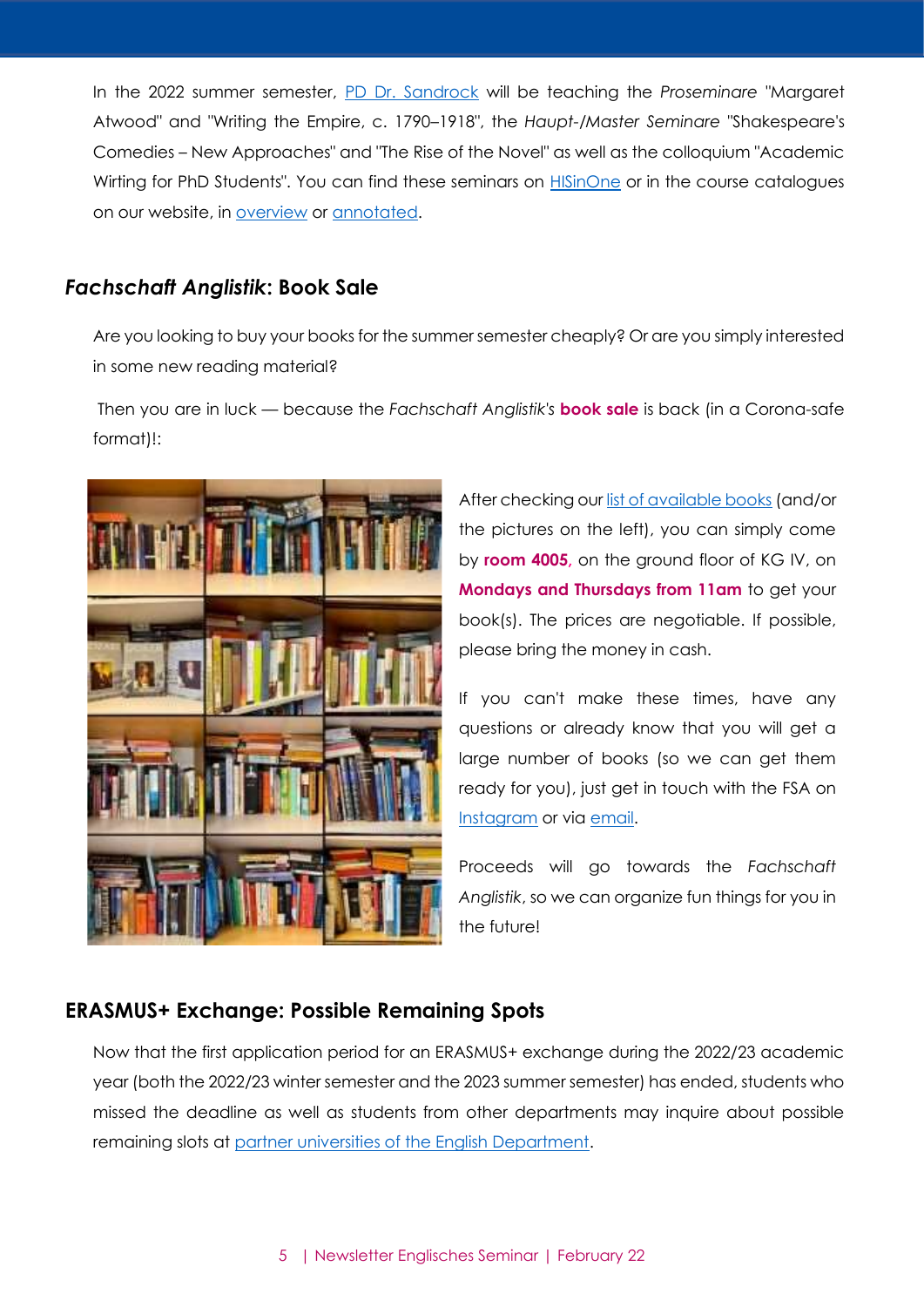In the 2022 summer semester, PD Dr. Sandrock will be teaching the *Proseminare* "Margaret Atwood" and "Writing the Empire, c. 1790–1918", the *Haupt-/Master Seminare* "Shakespeare's Comedies – New Approaches" and "The Rise of the Novel" as well as the colloquium "Academic Wirting for PhD Students". You can find these seminars on HISinOne or in the course catalogues on our website, in overview or annotated.

## *Fachschaft Anglistik*: Book Sale

Are you looking to buy your books for the summer semester cheaply? Or are you simply interested in some new reading material?

Then you are in luck — because the *Fachschaft Anglistik's* **book sale** is back (in a Corona-safe format)!:

After checking our list of available books (and/or the pictures on the left), you can simply come by **room 4005**, on the ground floor of KG IV, on **Mondays and Thursdays from 11am** to get your book(s). The prices are negotiable. If possible, please bring the money in cash.

If you can't make these times, have any questions or already know that you will get a large number of books (so we can get them ready for you), just get in touch with the FSA on Instagram or via email.

Proceeds will go towards the *Fachschaft Anglistik*, so we can organize fun things for you in the future!

## ERASMUS+ Exchange: Possible Remaining Spots

Now that the first application period for an ERASMUS+ exchange during the 2022/23 academic year (both the 2022/23 winter semester and the 2023 summer semester) has ended, students who missed the deadline as well as students from other departments may inquire about possible remaining slots at partner universities of the English Department.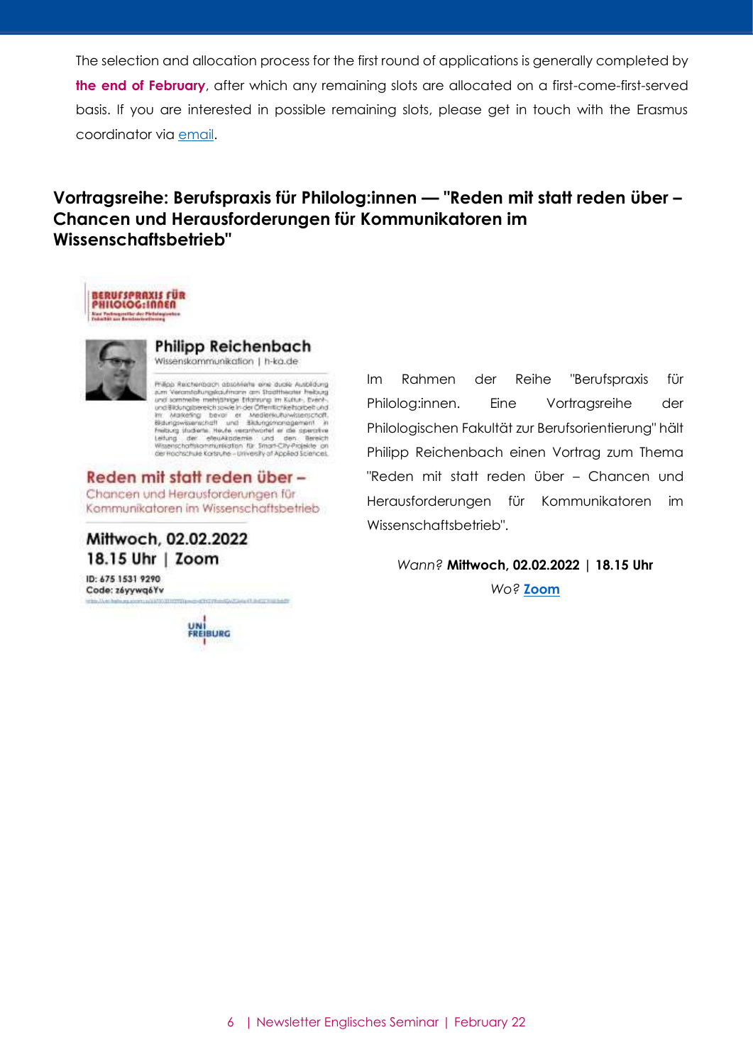The selection and allocation process for the first round of applications is generally completed by **the end of February**, after which any remaining slots are allocated on a first-come-first-served basis. If you are interested in possible remaining slots, please get in touch with the Erasmus coordinator via email.

## Vortragsreihe: Berufspraxis für Philolog:innen — "Reden mit statt reden über – Chancen und Herausforderungen für Kommunikatoren im Wissenschaftsbetrieb"

**BERUFSPRAXIS FÜR PHILOLOG:INNEN**

**Philipp Reichenbach**
Wissenskommunikation | h-ka.de

Philipp Reichenbach absolvierte eine duale Ausbildung zum Veranstaltungskaufmann am Stadttheater Freiburg und sammelte mehrjährige Erfahrung im Kultur-, Event- und Bildungsbereich sowie in der Öffentlichkeitsarbeit und im Marketing bevor er Medienkulturwissenschaft, Bildungswissenschaft und Bildungsmanagement in Freiburg studierte. Heute verantwortet er die operative Leitung der eTeuAkademie und den Bereich Wissenschaftskommunikation für Smart-City-Projekte an der Hochschule Karlsruhe – University of Applied Sciences.

**Reden mit statt reden über –**
Chancen und Herausforderungen für Kommunikatoren im Wissenschaftsbetrieb

**Mittwoch, 02.02.2022**
**18.15 Uhr | Zoom**

ID: 675 1531 9290
Code: z6yywq6Yv

UNI FREIBURG

Im Rahmen der Reihe "Berufspraxis für Philolog:innen. Eine Vortragsreihe der Philologischen Fakultät zur Berufsorientierung" hält Philipp Reichenbach einen Vortrag zum Thema "Reden mit statt reden über – Chancen und Herausforderungen für Kommunikatoren im Wissenschaftsbetrieb".

*Wann?* **Mittwoch, 02.02.2022 | 18.15 Uhr**

*Wo?* **Zoom**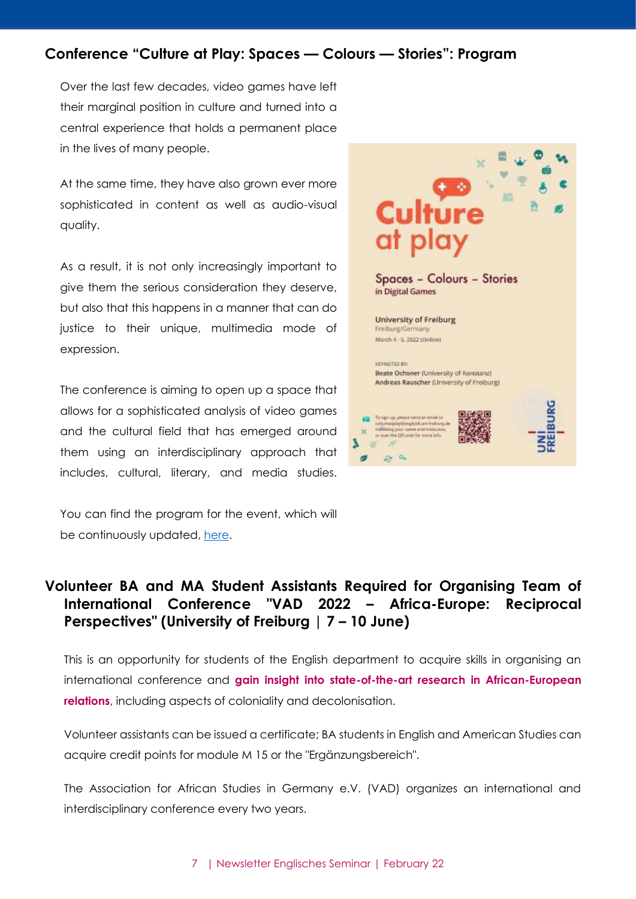## Conference “Culture at Play: Spaces — Colours — Stories”: Program

Over the last few decades, video games have left their marginal position in culture and turned into a central experience that holds a permanent place in the lives of many people.

At the same time, they have also grown ever more sophisticated in content as well as audio-visual quality.

As a result, it is not only increasingly important to give them the serious consideration they deserve, but also that this happens in a manner that can do justice to their unique, multimedia mode of expression.

The conference is aiming to open up a space that allows for a sophisticated analysis of video games and the cultural field that has emerged around them using an interdisciplinary approach that includes, cultural, literary, and media studies.

You can find the program for the event, which will be continuously updated, [here](here).

## Volunteer BA and MA Student Assistants Required for Organising Team of International Conference "VAD 2022 – Africa-Europe: Reciprocal Perspectives" (University of Freiburg | 7 – 10 June)

This is an opportunity for students of the English department to acquire skills in organising an international conference and **gain insight into state-of-the-art research in African-European relations**, including aspects of coloniality and decolonisation.

Volunteer assistants can be issued a certificate; BA students in English and American Studies can acquire credit points for module M 15 or the "Ergänzungsbereich".

The Association for African Studies in Germany e.V. (VAD) organizes an international and interdisciplinary conference every two years.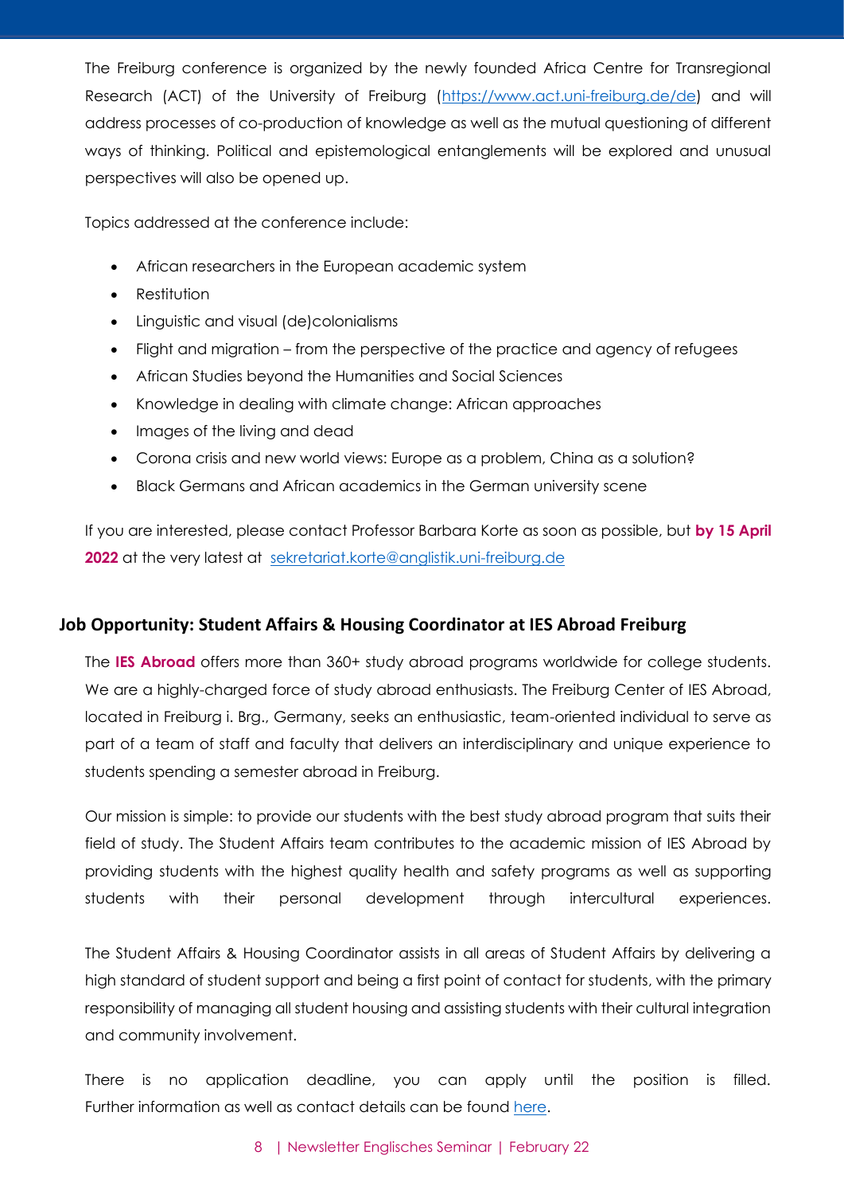The Freiburg conference is organized by the newly founded Africa Centre for Transregional Research (ACT) of the University of Freiburg ([https://www.act.uni-freiburg.de/de](https://www.act.uni-freiburg.de/de)) and will address processes of co-production of knowledge as well as the mutual questioning of different ways of thinking. Political and epistemological entanglements will be explored and unusual perspectives will also be opened up.

Topics addressed at the conference include:

- African researchers in the European academic system
- Restitution
- Linguistic and visual (de)colonialisms
- Flight and migration – from the perspective of the practice and agency of refugees
- African Studies beyond the Humanities and Social Sciences
- Knowledge in dealing with climate change: African approaches
- Images of the living and dead
- Corona crisis and new world views: Europe as a problem, China as a solution?
- Black Germans and African academics in the German university scene

If you are interested, please contact Professor Barbara Korte as soon as possible, but **by 15 April 2022** at the very latest at [sekretariat.korte@anglistik.uni-freiburg.de](mailto:sekretariat.korte@anglistik.uni-freiburg.de)

## Job Opportunity: Student Affairs & Housing Coordinator at IES Abroad Freiburg

The **IES Abroad** offers more than 360+ study abroad programs worldwide for college students. We are a highly-charged force of study abroad enthusiasts. The Freiburg Center of IES Abroad, located in Freiburg i. Brg., Germany, seeks an enthusiastic, team-oriented individual to serve as part of a team of staff and faculty that delivers an interdisciplinary and unique experience to students spending a semester abroad in Freiburg.

Our mission is simple: to provide our students with the best study abroad program that suits their field of study. The Student Affairs team contributes to the academic mission of IES Abroad by providing students with the highest quality health and safety programs as well as supporting students with their personal development through intercultural experiences.

The Student Affairs & Housing Coordinator assists in all areas of Student Affairs by delivering a high standard of student support and being a first point of contact for students, with the primary responsibility of managing all student housing and assisting students with their cultural integration and community involvement.

There is no application deadline, you can apply until the position is filled. Further information as well as contact details can be found here.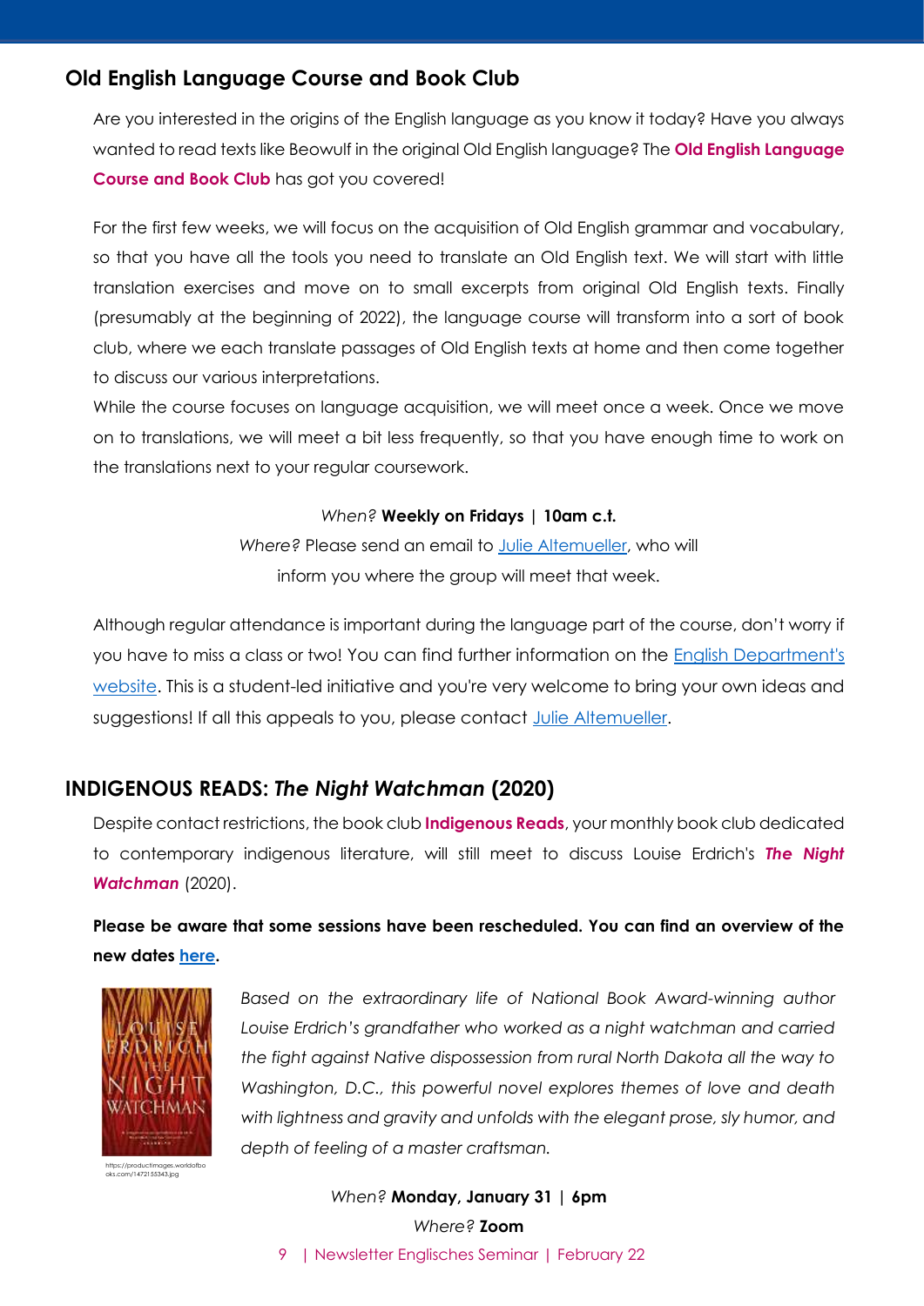## Old English Language Course and Book Club

Are you interested in the origins of the English language as you know it today? Have you always wanted to read texts like Beowulf in the original Old English language? The **Old English Language Course and Book Club** has got you covered!

For the first few weeks, we will focus on the acquisition of Old English grammar and vocabulary, so that you have all the tools you need to translate an Old English text. We will start with little translation exercises and move on to small excerpts from original Old English texts. Finally (presumably at the beginning of 2022), the language course will transform into a sort of book club, where we each translate passages of Old English texts at home and then come together to discuss our various interpretations.

While the course focuses on language acquisition, we will meet once a week. Once we move on to translations, we will meet a bit less frequently, so that you have enough time to work on the translations next to your regular coursework.

*When?* **Weekly on Fridays | 10am c.t.**

*Where?* Please send an email to Julie Altemueller, who will inform you where the group will meet that week.

Although regular attendance is important during the language part of the course, don't worry if you have to miss a class or two! You can find further information on the English Department's website. This is a student-led initiative and you're very welcome to bring your own ideas and suggestions! If all this appeals to you, please contact Julie Altemueller.

## INDIGENOUS READS: *The Night Watchman* (2020)

Despite contact restrictions, the book club **Indigenous Reads**, your monthly book club dedicated to contemporary indigenous literature, will still meet to discuss Louise Erdrich's ***The Night Watchman*** (2020).

**Please be aware that some sessions have been rescheduled. You can find an overview of the new dates here.**

https://productimages.worldofbooks.com/1472155343.jpg

*Based on the extraordinary life of National Book Award-winning author Louise Erdrich's grandfather who worked as a night watchman and carried the fight against Native dispossession from rural North Dakota all the way to Washington, D.C., this powerful novel explores themes of love and death with lightness and gravity and unfolds with the elegant prose, sly humor, and depth of feeling of a master craftsman.*

*When?* **Monday, January 31 | 6pm**

*Where?* **Zoom**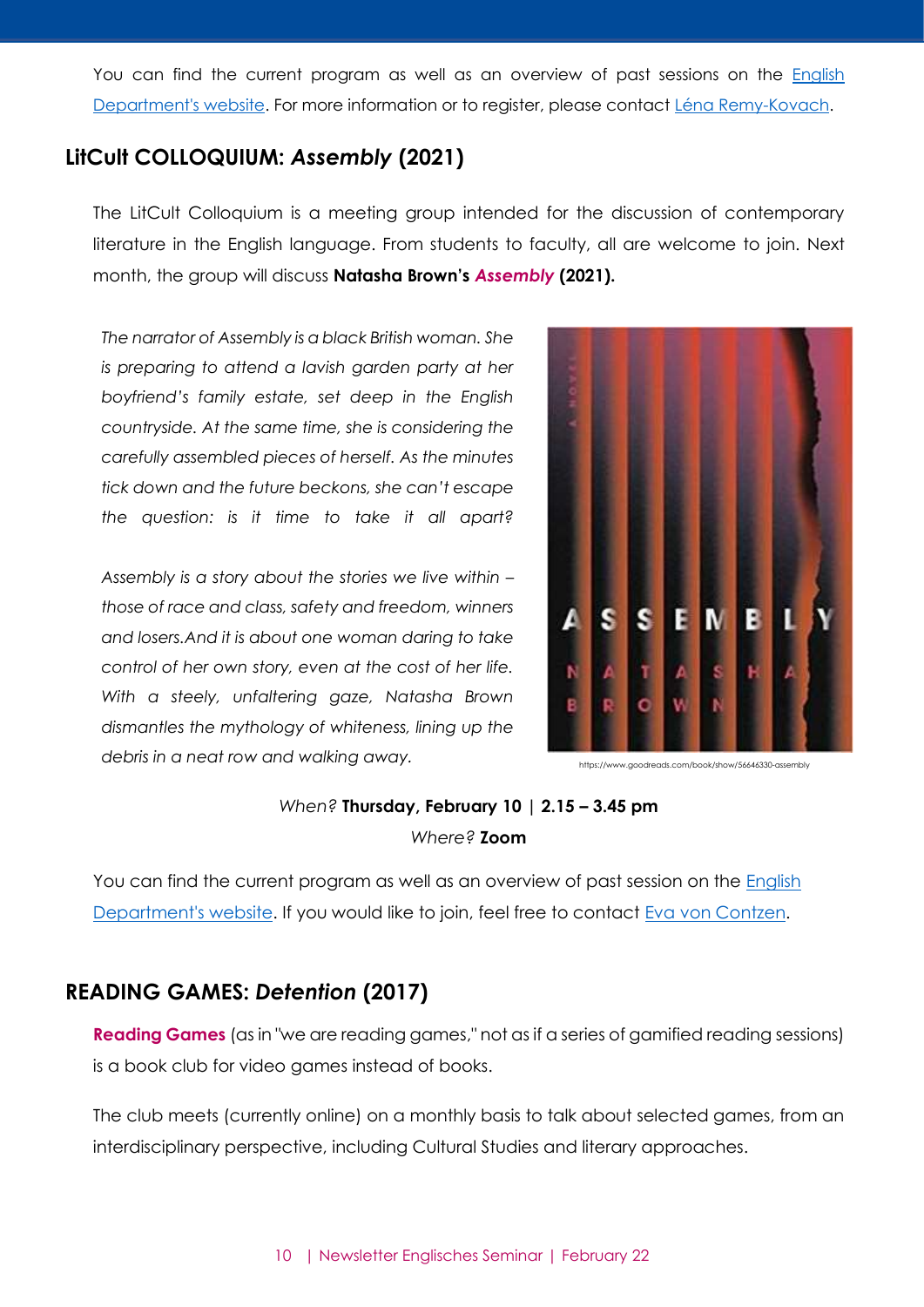You can find the current program as well as an overview of past sessions on the English Department's website. For more information or to register, please contact Léna Remy-Kovach.

## LitCult COLLOQUIUM: *Assembly* (2021)

The LitCult Colloquium is a meeting group intended for the discussion of contemporary literature in the English language. From students to faculty, all are welcome to join. Next month, the group will discuss **Natasha Brown's *Assembly* (2021).**

*The narrator of Assembly is a black British woman. She is preparing to attend a lavish garden party at her boyfriend's family estate, set deep in the English countryside. At the same time, she is considering the carefully assembled pieces of herself. As the minutes tick down and the future beckons, she can't escape the question: is it time to take it all apart?*

*Assembly is a story about the stories we live within – those of race and class, safety and freedom, winners and losers.And it is about one woman daring to take control of her own story, even at the cost of her life. With a steely, unfaltering gaze, Natasha Brown dismantles the mythology of whiteness, lining up the debris in a neat row and walking away.*

https://www.goodreads.com/book/show/56646330-assembly

*When?* **Thursday, February 10 | 2.15 – 3.45 pm**
*Where?* **Zoom**

You can find the current program as well as an overview of past session on the English Department's website. If you would like to join, feel free to contact Eva von Contzen.

## READING GAMES: *Detention* (2017)

**Reading Games** (as in "we are reading games," not as if a series of gamified reading sessions) is a book club for video games instead of books.

The club meets (currently online) on a monthly basis to talk about selected games, from an interdisciplinary perspective, including Cultural Studies and literary approaches.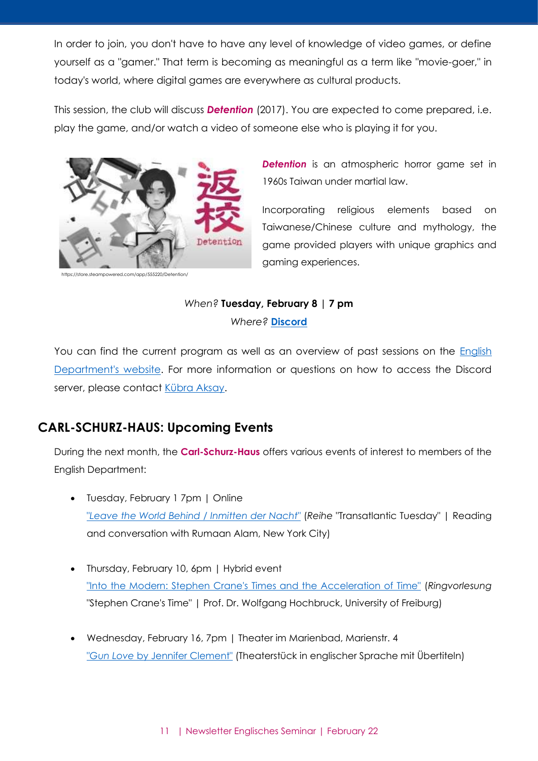In order to join, you don't have to have any level of knowledge of video games, or define yourself as a "gamer." That term is becoming as meaningful as a term like "movie-goer," in today's world, where digital games are everywhere as cultural products.

This session, the club will discuss ***Detention*** (2017). You are expected to come prepared, i.e. play the game, and/or watch a video of someone else who is playing it for you.

https://store.steampowered.com/app/555220/Detention/

***Detention*** is an atmospheric horror game set in 1960s Taiwan under martial law.

Incorporating religious elements based on Taiwanese/Chinese culture and mythology, the game provided players with unique graphics and gaming experiences.

*When?* **Tuesday, February 8 | 7 pm**
*Where?* **Discord**

You can find the current program as well as an overview of past sessions on the English Department's website. For more information or questions on how to access the Discord server, please contact Kübra Aksay.

## CARL-SCHURZ-HAUS: Upcoming Events

During the next month, the **Carl-Schurz-Haus** offers various events of interest to members of the English Department:

- Tuesday, February 1 7pm | Online
  *"Leave the World Behind / Inmitten der Nacht"* (*Reihe* "Transatlantic Tuesday" | Reading and conversation with Rumaan Alam, New York City)

- Thursday, February 10, 6pm | Hybrid event
  "Into the Modern: Stephen Crane's Times and the Acceleration of Time" (*Ringvorlesung* "Stephen Crane's Time" | Prof. Dr. Wolfgang Hochbruck, University of Freiburg)

- Wednesday, February 16, 7pm | Theater im Marienbad, Marienstr. 4
  *"Gun Love by Jennifer Clement"* (Theaterstück in englischer Sprache mit Übertiteln)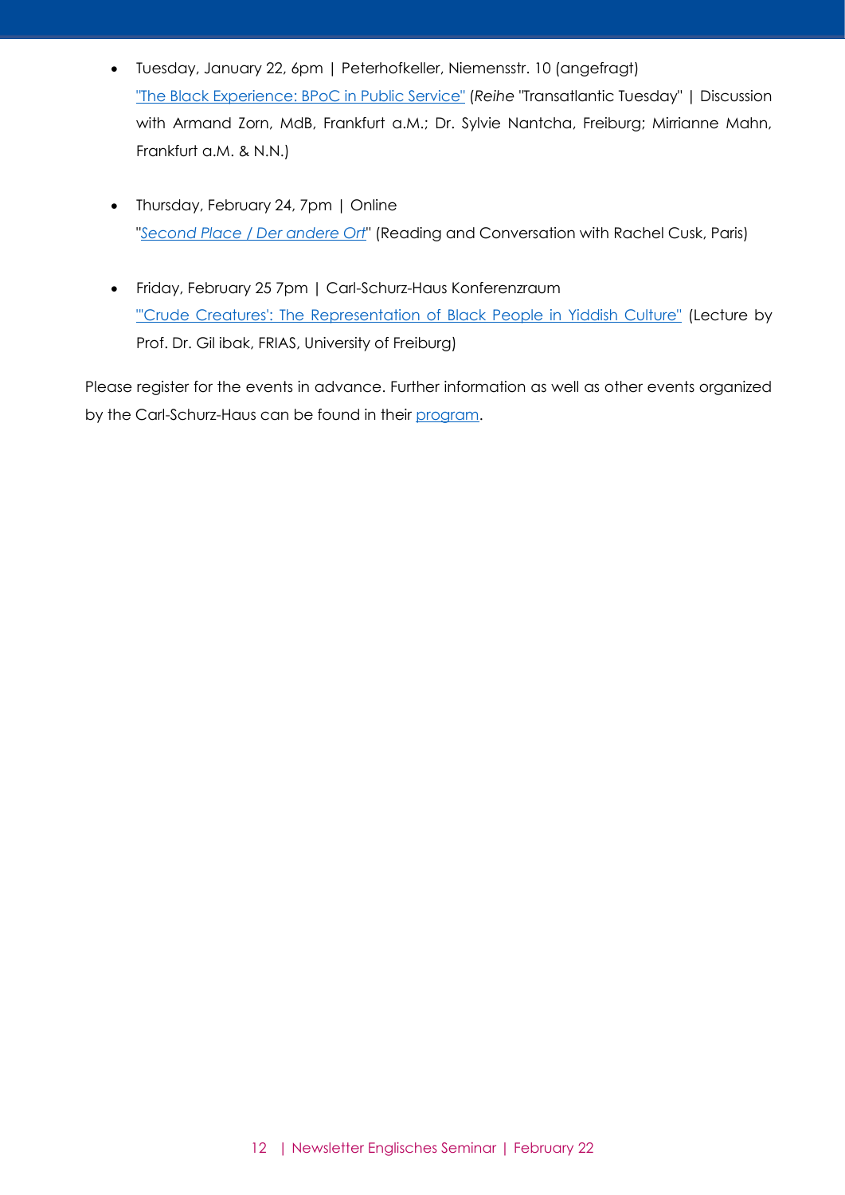- Tuesday, January 22, 6pm | Peterhofkeller, Niemensstr. 10 (angefragt)
  "The Black Experience: BPoC in Public Service" (*Reihe* "Transatlantic Tuesday" | Discussion with Armand Zorn, MdB, Frankfurt a.M.; Dr. Sylvie Nantcha, Freiburg; Mirrianne Mahn, Frankfurt a.M. & N.N.)

- Thursday, February 24, 7pm | Online
  "*Second Place / Der andere Ort*" (Reading and Conversation with Rachel Cusk, Paris)

- Friday, February 25 7pm | Carl-Schurz-Haus Konferenzraum
  "'Crude Creatures': The Representation of Black People in Yiddish Culture" (Lecture by Prof. Dr. Gil ibak, FRIAS, University of Freiburg)

Please register for the events in advance. Further information as well as other events organized by the Carl-Schurz-Haus can be found in their program.